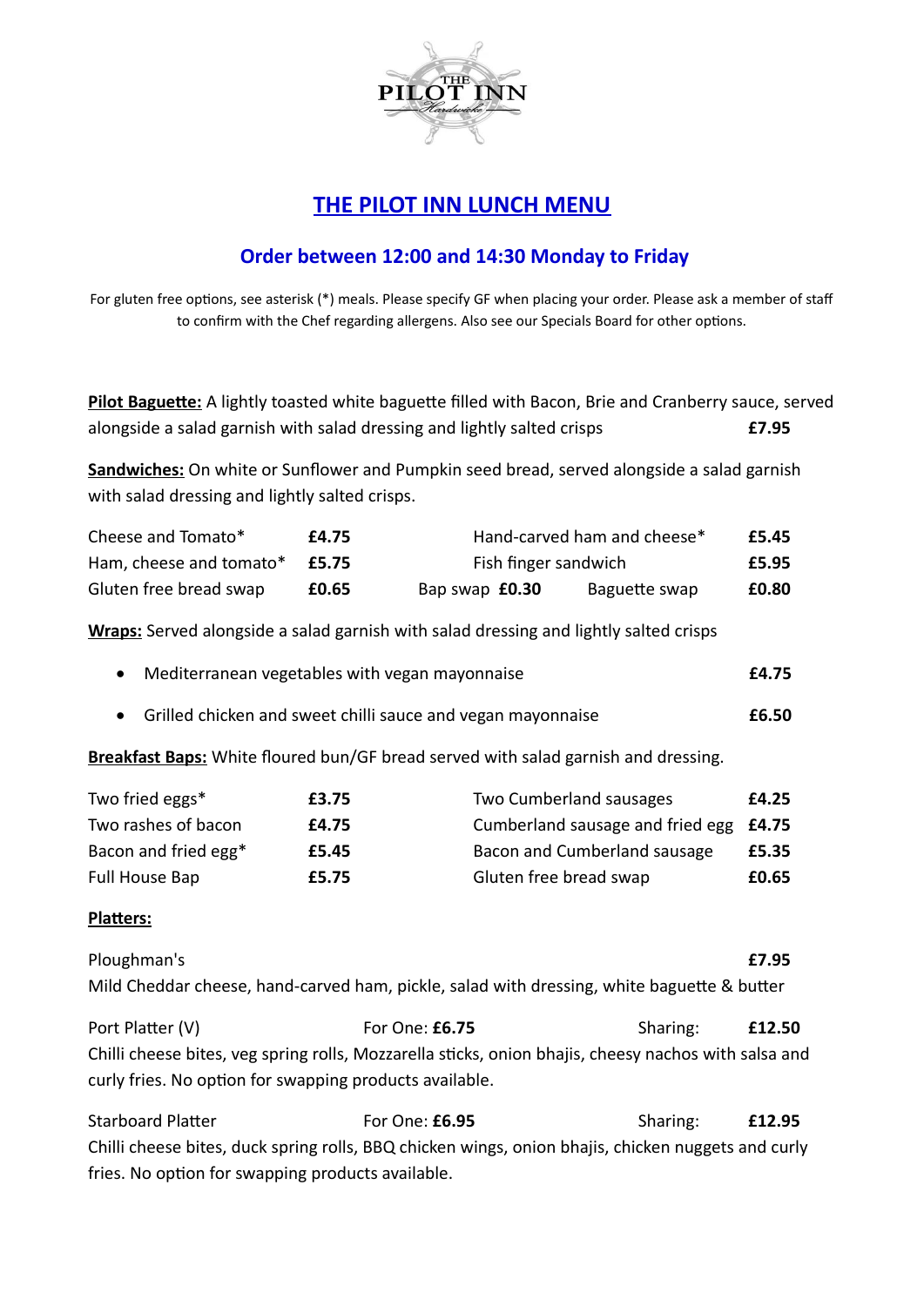# THE PILOT INN LUNCH MENU

## Order between 12:00 and 14:30 Monday to Friday

For gluten free options, see asterisk (*) meals. Please specify GF when placing your order. Please ask a member of staff to confirm with the Chef regarding allergens. Also see our Specials Board for other options.

**Pilot Baguette:** A lightly toasted white baguette filled with Bacon, Brie and Cranberry sauce, served alongside a salad garnish with salad dressing and lightly salted crisps **£7.95**

**Sandwiches:** On white or Sunflower and Pumpkin seed bread, served alongside a salad garnish with salad dressing and lightly salted crisps.

| | | | |
|---|---|---|---|
| Cheese and Tomato* | **£4.75** | Hand-carved ham and cheese* | **£5.45** |
| Ham, cheese and tomato* | **£5.75** | Fish finger sandwich | **£5.95** |
| Gluten free bread swap | **£0.65** | Bap swap **£0.30** Baguette swap | **£0.80** |

**Wraps:** Served alongside a salad garnish with salad dressing and lightly salted crisps

- Mediterranean vegetables with vegan mayonnaise **£4.75**
- Grilled chicken and sweet chilli sauce and vegan mayonnaise **£6.50**

**Breakfast Baps:** White floured bun/GF bread served with salad garnish and dressing.

| | | | |
|---|---|---|---|
| Two fried eggs* | **£3.75** | Two Cumberland sausages | **£4.25** |
| Two rashes of bacon | **£4.75** | Cumberland sausage and fried egg | **£4.75** |
| Bacon and fried egg* | **£5.45** | Bacon and Cumberland sausage | **£5.35** |
| Full House Bap | **£5.75** | Gluten free bread swap | **£0.65** |

**Platters:**

Ploughman's **£7.95**
Mild Cheddar cheese, hand-carved ham, pickle, salad with dressing, white baguette & butter

Port Platter (V) For One: **£6.75** Sharing: **£12.50**
Chilli cheese bites, veg spring rolls, Mozzarella sticks, onion bhajis, cheesy nachos with salsa and curly fries. No option for swapping products available.

Starboard Platter For One: **£6.95** Sharing: **£12.95**
Chilli cheese bites, duck spring rolls, BBQ chicken wings, onion bhajis, chicken nuggets and curly fries. No option for swapping products available.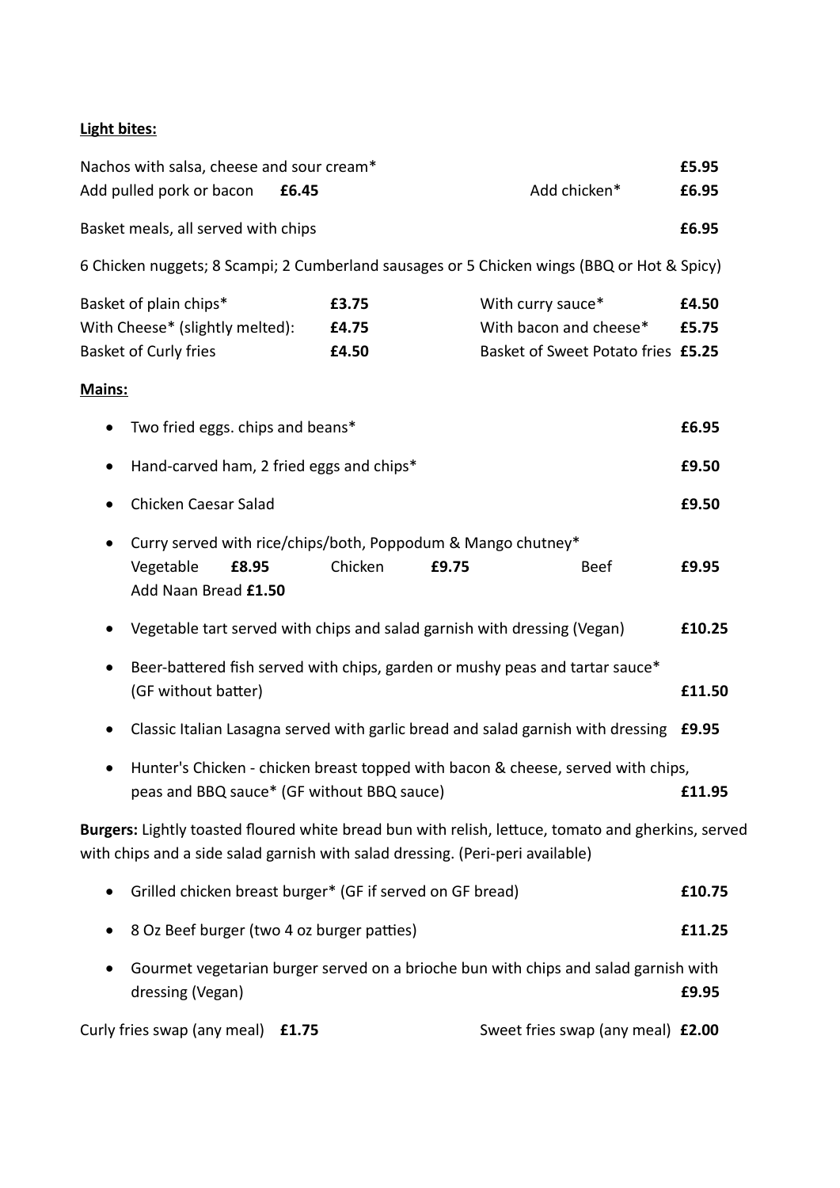**Light bites:**

Nachos with salsa, cheese and sour cream* **£5.95**
Add pulled pork or bacon **£6.45** Add chicken* **£6.95**

Basket meals, all served with chips **£6.95**

6 Chicken nuggets; 8 Scampi; 2 Cumberland sausages or 5 Chicken wings (BBQ or Hot & Spicy)

| | | | |
|---|---|---|---|
| Basket of plain chips* | **£3.75** | With curry sauce* | **£4.50** |
| With Cheese* (slightly melted): | **£4.75** | With bacon and cheese* | **£5.75** |
| Basket of Curly fries | **£4.50** | Basket of Sweet Potato fries | **£5.25** |

**Mains:**

- Two fried eggs. chips and beans* **£6.95**
- Hand-carved ham, 2 fried eggs and chips* **£9.50**
- Chicken Caesar Salad **£9.50**
- Curry served with rice/chips/both, Poppodum & Mango chutney*
  Vegetable **£8.95** Chicken **£9.75** Beef **£9.95**
  Add Naan Bread **£1.50**
- Vegetable tart served with chips and salad garnish with dressing (Vegan) **£10.25**
- Beer-battered fish served with chips, garden or mushy peas and tartar sauce* (GF without batter) **£11.50**
- Classic Italian Lasagna served with garlic bread and salad garnish with dressing **£9.95**
- Hunter's Chicken - chicken breast topped with bacon & cheese, served with chips, peas and BBQ sauce* (GF without BBQ sauce) **£11.95**

**Burgers:** Lightly toasted floured white bread bun with relish, lettuce, tomato and gherkins, served with chips and a side salad garnish with salad dressing. (Peri-peri available)

- Grilled chicken breast burger* (GF if served on GF bread) **£10.75**
- 8 Oz Beef burger (two 4 oz burger patties) **£11.25**
- Gourmet vegetarian burger served on a brioche bun with chips and salad garnish with dressing (Vegan) **£9.95**

Curly fries swap (any meal) **£1.75** Sweet fries swap (any meal) **£2.00**